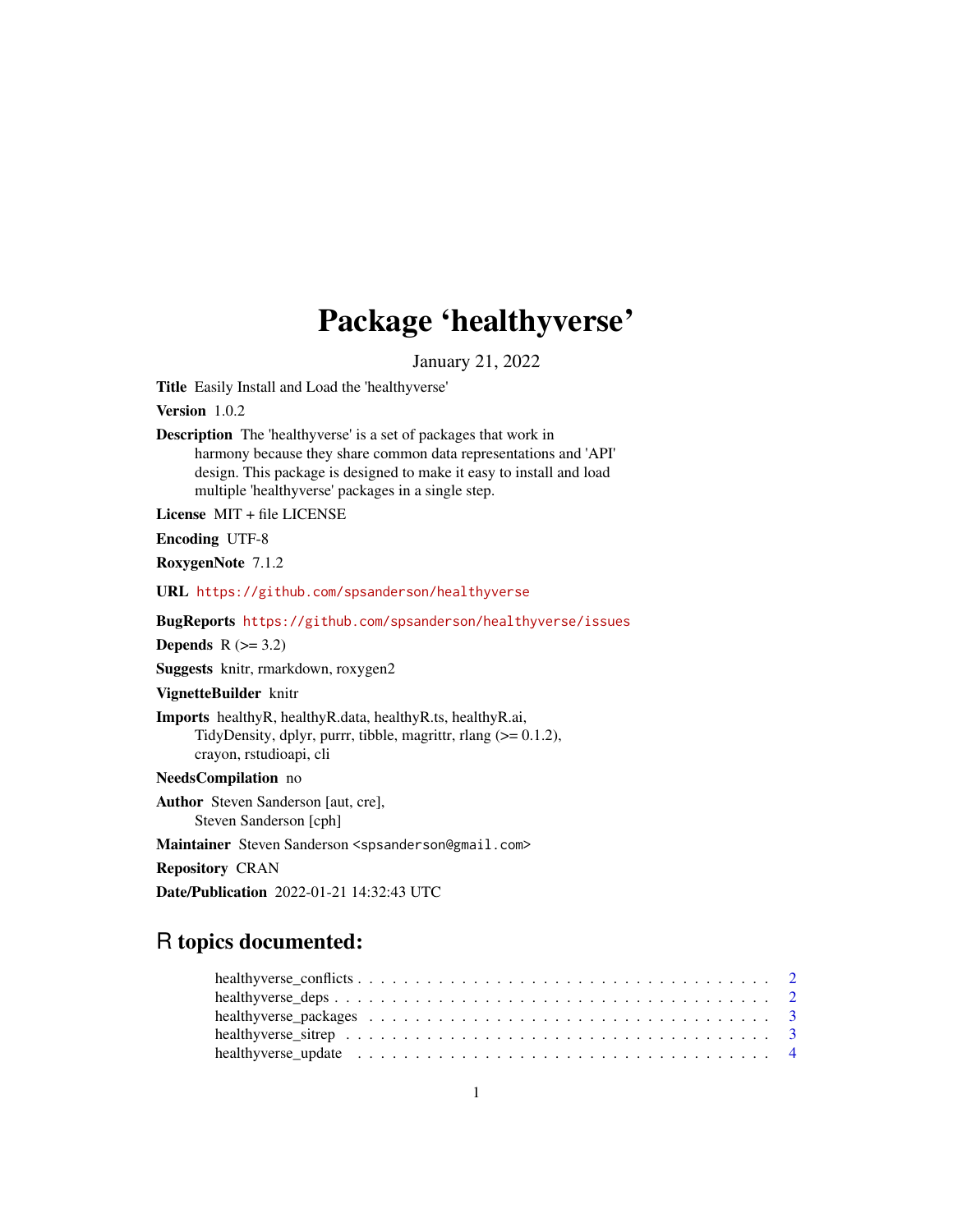# Package 'healthyverse'

January 21, 2022

**Title** Easily Install and Load the 'healthyverse'

**Version** 1.0.2

**Description** The 'healthyverse' is a set of packages that work in harmony because they share common data representations and 'API' design. This package is designed to make it easy to install and load multiple 'healthyverse' packages in a single step.

**License** MIT + file LICENSE

**Encoding** UTF-8

**RoxygenNote** 7.1.2

**URL** https://github.com/spsanderson/healthyverse

**BugReports** https://github.com/spsanderson/healthyverse/issues

**Depends** R (>= 3.2)

**Suggests** knitr, rmarkdown, roxygen2

**VignetteBuilder** knitr

**Imports** healthyR, healthyR.data, healthyR.ts, healthyR.ai, TidyDensity, dplyr, purrr, tibble, magrittr, rlang (>= 0.1.2), crayon, rstudioapi, cli

**NeedsCompilation** no

**Author** Steven Sanderson [aut, cre], Steven Sanderson [cph]

**Maintainer** Steven Sanderson <spsanderson@gmail.com>

**Repository** CRAN

**Date/Publication** 2022-01-21 14:32:43 UTC

## R topics documented:

healthyverse_conflicts . . . . . . . . . . . . . . . . . . . . . . . . . . . . . . . . . . . 2
healthyverse_deps . . . . . . . . . . . . . . . . . . . . . . . . . . . . . . . . . . . . . 2
healthyverse_packages . . . . . . . . . . . . . . . . . . . . . . . . . . . . . . . . . . 3
healthyverse_sitrep . . . . . . . . . . . . . . . . . . . . . . . . . . . . . . . . . . . . 3
healthyverse_update . . . . . . . . . . . . . . . . . . . . . . . . . . . . . . . . . . . 4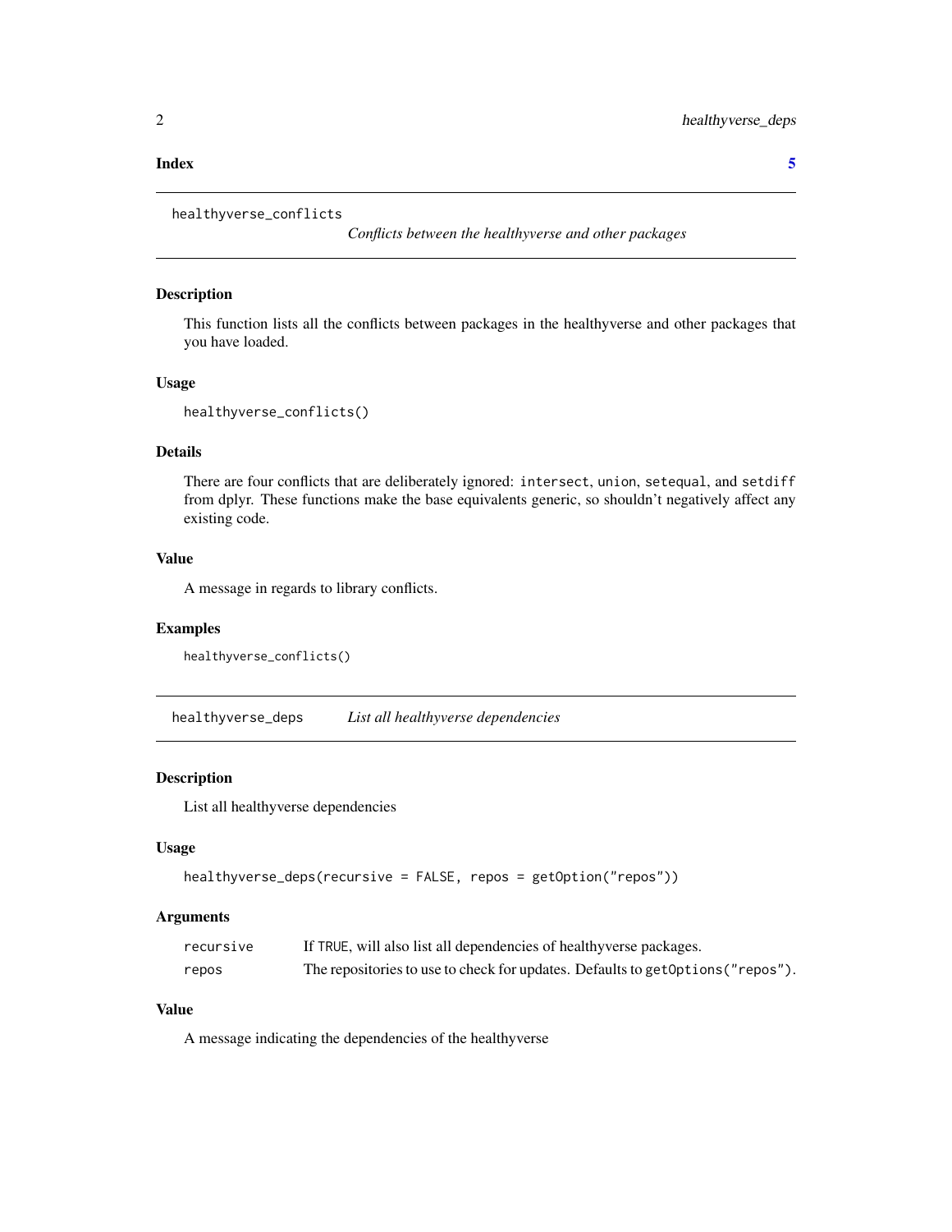**Index** **5**

## healthyverse_conflicts

*Conflicts between the healthyverse and other packages*

### Description

This function lists all the conflicts between packages in the healthyverse and other packages that you have loaded.

### Usage

```
healthyverse_conflicts()
```

### Details

There are four conflicts that are deliberately ignored: `intersect`, `union`, `setequal`, and `setdiff` from dplyr. These functions make the base equivalents generic, so shouldn't negatively affect any existing code.

### Value

A message in regards to library conflicts.

### Examples

```
healthyverse_conflicts()
```

## healthyverse_deps

*List all healthyverse dependencies*

### Description

List all healthyverse dependencies

### Usage

```
healthyverse_deps(recursive = FALSE, repos = getOption("repos"))
```

### Arguments

| | |
|---|---|
| `recursive` | If `TRUE`, will also list all dependencies of healthyverse packages. |
| `repos` | The repositories to use to check for updates. Defaults to `getOptions("repos")`. |

### Value

A message indicating the dependencies of the healthyverse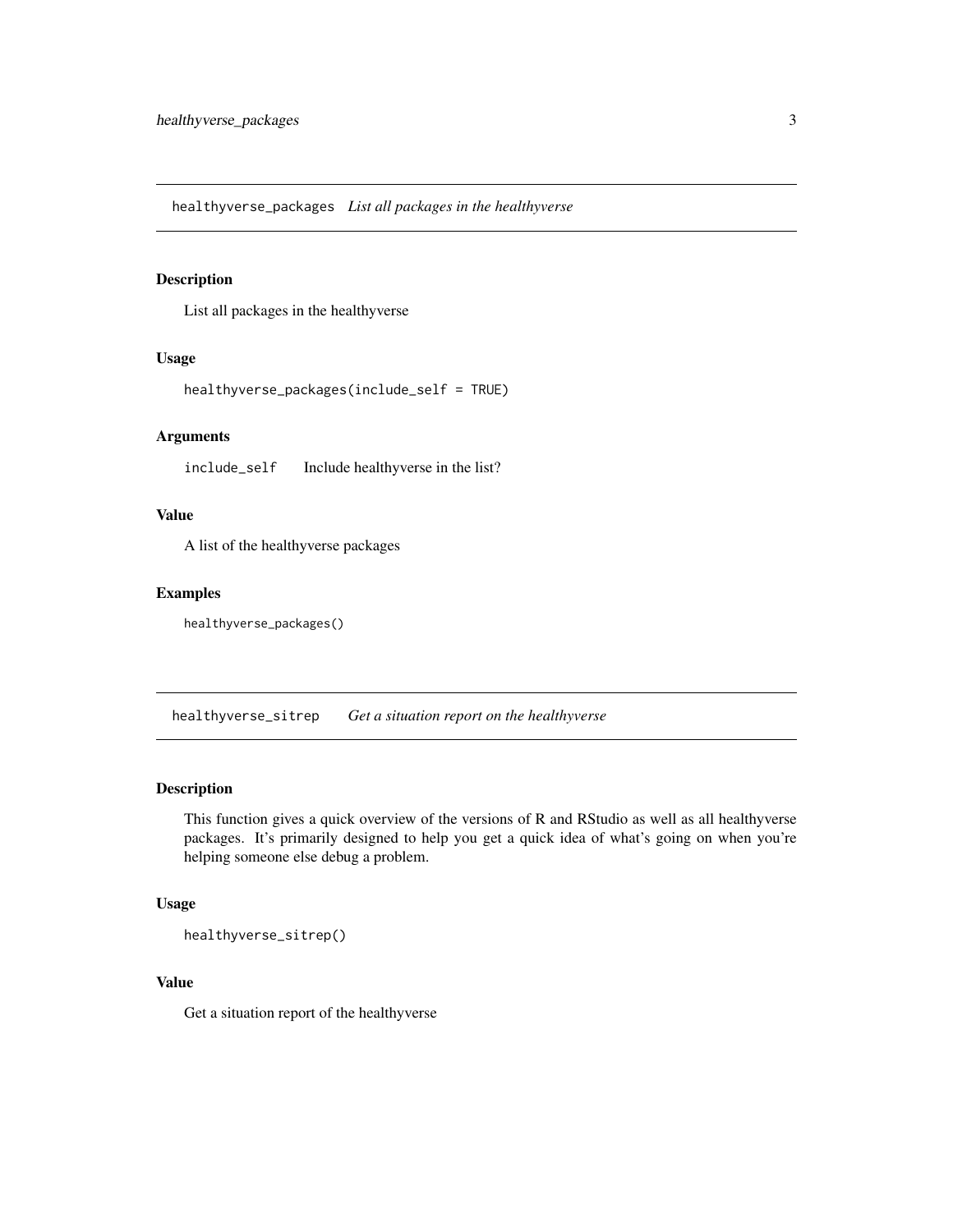## healthyverse_packages *List all packages in the healthyverse*

### Description

List all packages in the healthyverse

### Usage

```
healthyverse_packages(include_self = TRUE)
```

### Arguments

| | |
|---|---|
| include_self | Include healthyverse in the list? |

### Value

A list of the healthyverse packages

### Examples

```
healthyverse_packages()
```

## healthyverse_sitrep *Get a situation report on the healthyverse*

### Description

This function gives a quick overview of the versions of R and RStudio as well as all healthyverse packages. It's primarily designed to help you get a quick idea of what's going on when you're helping someone else debug a problem.

### Usage

```
healthyverse_sitrep()
```

### Value

Get a situation report of the healthyverse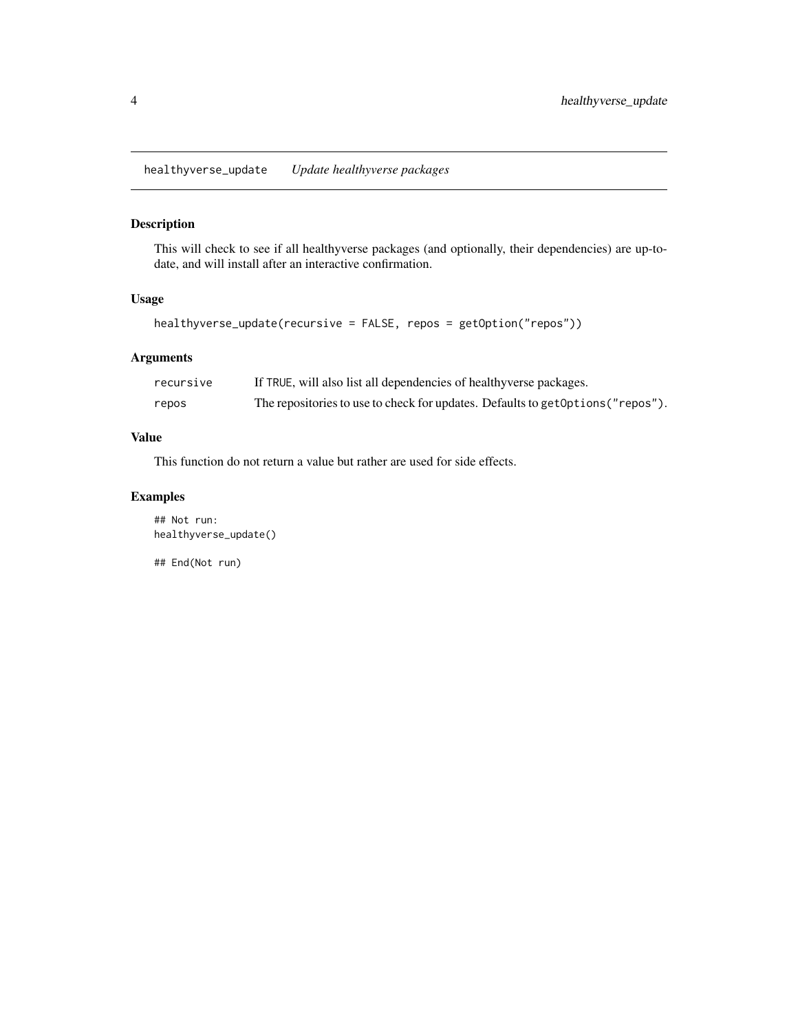## healthyverse_update *Update healthyverse packages*

### Description

This will check to see if all healthyverse packages (and optionally, their dependencies) are up-to-date, and will install after an interactive confirmation.

### Usage

```
healthyverse_update(recursive = FALSE, repos = getOption("repos"))
```

### Arguments

| | |
|---|---|
| recursive | If TRUE, will also list all dependencies of healthyverse packages. |
| repos | The repositories to use to check for updates. Defaults to getOptions("repos"). |

### Value

This function do not return a value but rather are used for side effects.

### Examples

```
## Not run:
healthyverse_update()

## End(Not run)
```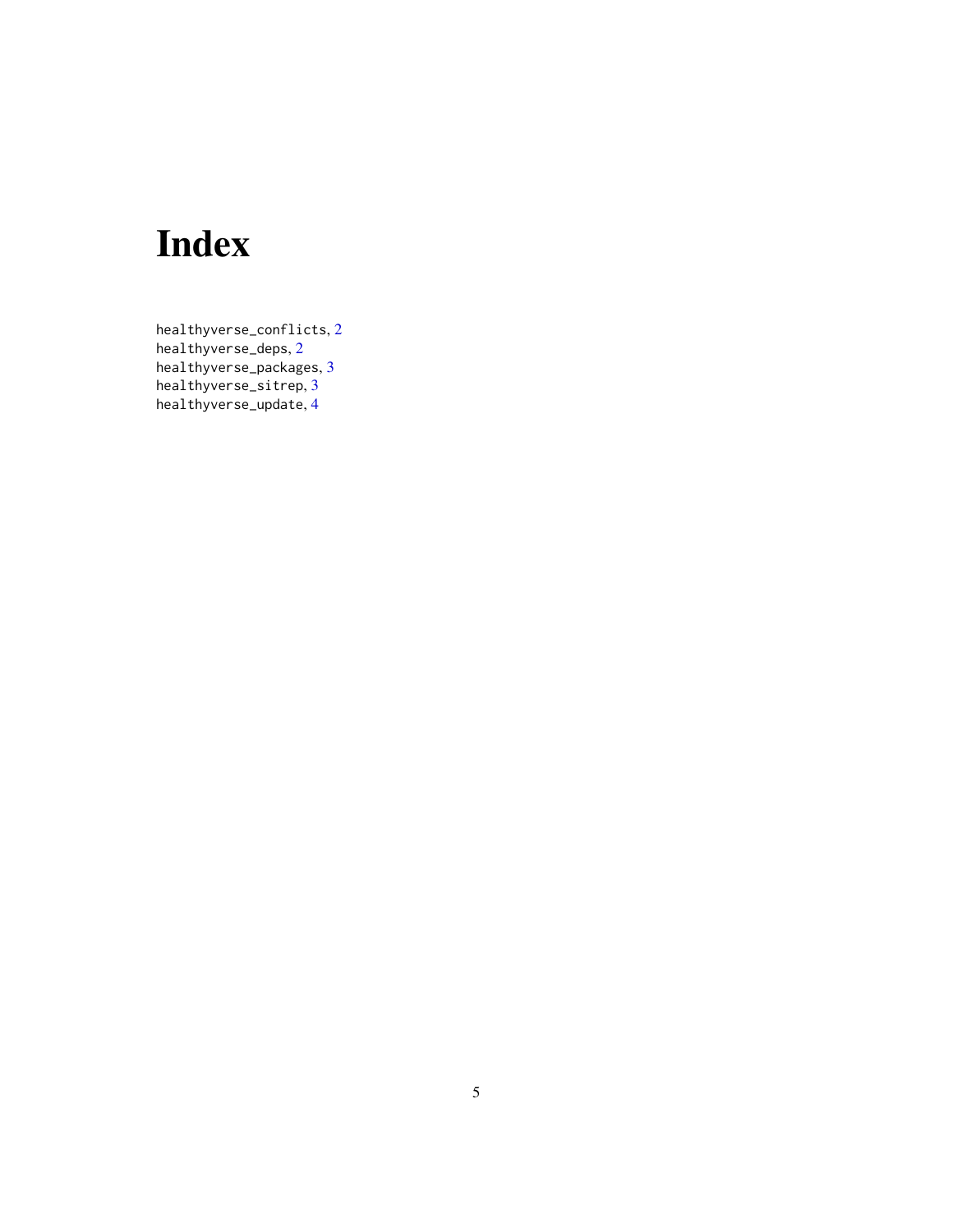# Index

healthyverse_conflicts, 2
healthyverse_deps, 2
healthyverse_packages, 3
healthyverse_sitrep, 3
healthyverse_update, 4